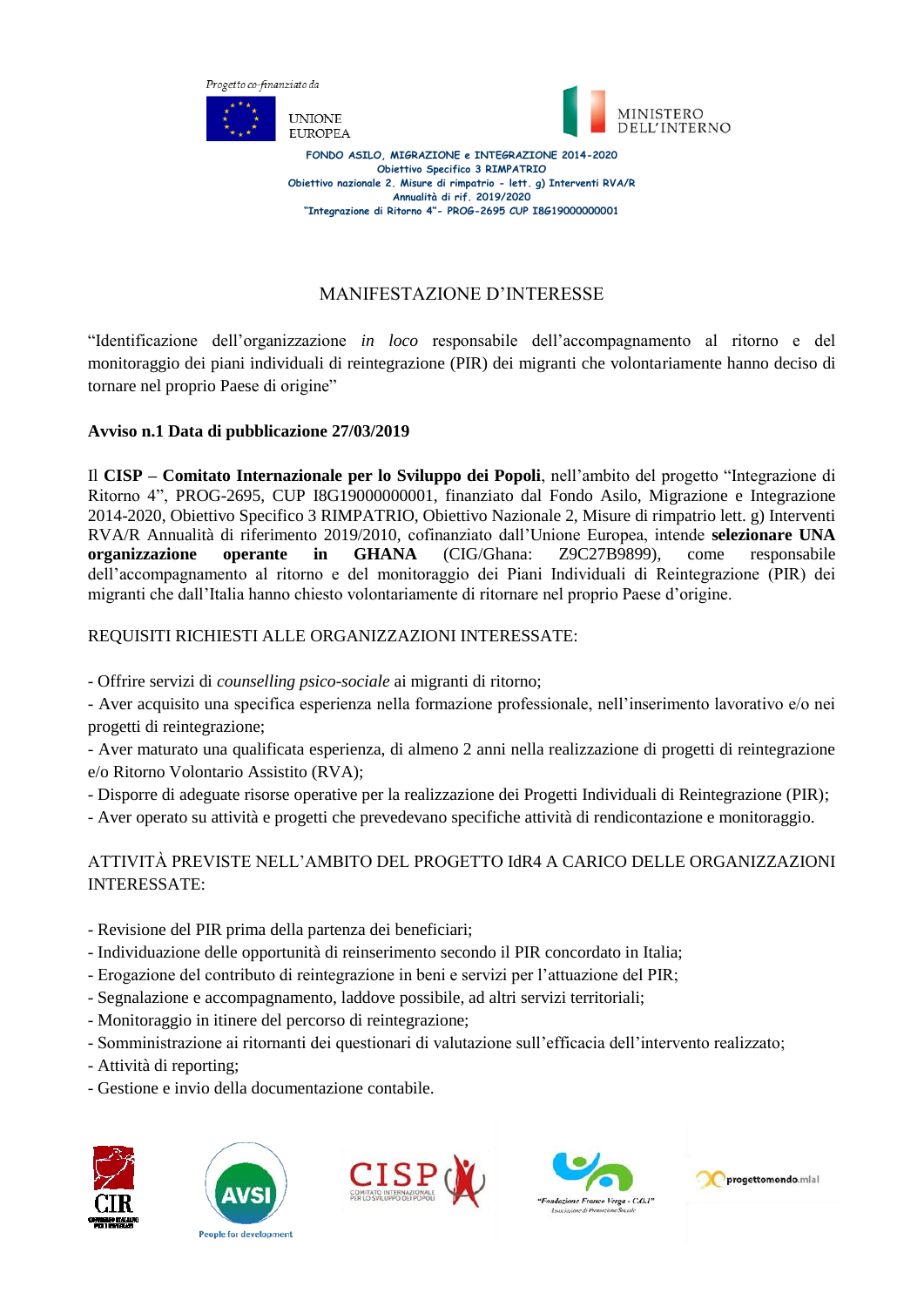Progetto co-finanziato da

UNIONE EUROPEA

MINISTERO DELL'INTERNO

**FONDO ASILO, MIGRAZIONE e INTEGRAZIONE 2014-2020**
**Obiettivo Specifico 3 RIMPATRIO**
**Obiettivo nazionale 2. Misure di rimpatrio - lett. g) Interventi RVA/R**
**Annualità di rif. 2019/2020**
**"Integrazione di Ritorno 4"- PROG-2695 CUP I8G19000000001**

# MANIFESTAZIONE D'INTERESSE

"Identificazione dell'organizzazione *in loco* responsabile dell'accompagnamento al ritorno e del monitoraggio dei piani individuali di reintegrazione (PIR) dei migranti che volontariamente hanno deciso di tornare nel proprio Paese di origine"

**Avviso n.1 Data di pubblicazione 27/03/2019**

Il **CISP – Comitato Internazionale per lo Sviluppo dei Popoli**, nell'ambito del progetto "Integrazione di Ritorno 4", PROG-2695, CUP I8G19000000001, finanziato dal Fondo Asilo, Migrazione e Integrazione 2014-2020, Obiettivo Specifico 3 RIMPATRIO, Obiettivo Nazionale 2, Misure di rimpatrio lett. g) Interventi RVA/R Annualità di riferimento 2019/2010, cofinanziato dall'Unione Europea, intende **selezionare UNA organizzazione operante in GHANA** (CIG/Ghana: Z9C27B9899), come responsabile dell'accompagnamento al ritorno e del monitoraggio dei Piani Individuali di Reintegrazione (PIR) dei migranti che dall'Italia hanno chiesto volontariamente di ritornare nel proprio Paese d'origine.

REQUISITI RICHIESTI ALLE ORGANIZZAZIONI INTERESSATE:

- Offrire servizi di *counselling psico-sociale* ai migranti di ritorno;
- Aver acquisito una specifica esperienza nella formazione professionale, nell'inserimento lavorativo e/o nei progetti di reintegrazione;
- Aver maturato una qualificata esperienza, di almeno 2 anni nella realizzazione di progetti di reintegrazione e/o Ritorno Volontario Assistito (RVA);
- Disporre di adeguate risorse operative per la realizzazione dei Progetti Individuali di Reintegrazione (PIR);
- Aver operato su attività e progetti che prevedevano specifiche attività di rendicontazione e monitoraggio.

ATTIVITÀ PREVISTE NELL'AMBITO DEL PROGETTO IdR4 A CARICO DELLE ORGANIZZAZIONI INTERESSATE:

- Revisione del PIR prima della partenza dei beneficiari;
- Individuazione delle opportunità di reinserimento secondo il PIR concordato in Italia;
- Erogazione del contributo di reintegrazione in beni e servizi per l'attuazione del PIR;
- Segnalazione e accompagnamento, laddove possibile, ad altri servizi territoriali;
- Monitoraggio in itinere del percorso di reintegrazione;
- Somministrazione ai ritornanti dei questionari di valutazione sull'efficacia dell'intervento realizzato;
- Attività di reporting;
- Gestione e invio della documentazione contabile.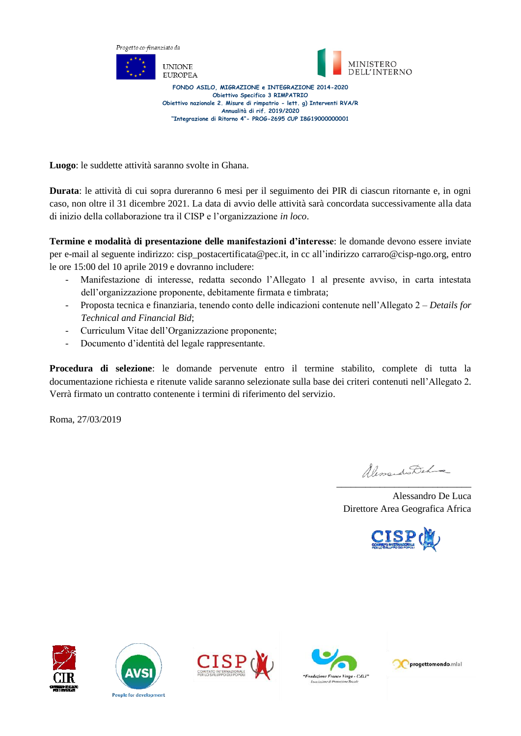Progetto co-finanziato da

UNIONE EUROPEA

MINISTERO DELL'INTERNO

**FONDO ASILO, MIGRAZIONE e INTEGRAZIONE 2014-2020**
**Obiettivo Specifico 3 RIMPATRIO**
**Obiettivo nazionale 2. Misure di rimpatrio - lett. g) Interventi RVA/R**
**Annualità di rif. 2019/2020**
**"Integrazione di Ritorno 4"- PROG-2695 CUP I86190000000001**

**Luogo**: le suddette attività saranno svolte in Ghana.

**Durata**: le attività di cui sopra dureranno 6 mesi per il seguimento dei PIR di ciascun ritornante e, in ogni caso, non oltre il 31 dicembre 2021. La data di avvio delle attività sarà concordata successivamente alla data di inizio della collaborazione tra il CISP e l'organizzazione *in loco*.

**Termine e modalità di presentazione delle manifestazioni d'interesse**: le domande devono essere inviate per e-mail al seguente indirizzo: cisp_postacertificata@pec.it, in cc all'indirizzo carraro@cisp-ngo.org, entro le ore 15:00 del 10 aprile 2019 e dovranno includere:

- Manifestazione di interesse, redatta secondo l'Allegato 1 al presente avviso, in carta intestata dell'organizzazione proponente, debitamente firmata e timbrata;
- Proposta tecnica e finanziaria, tenendo conto delle indicazioni contenute nell'Allegato 2 – *Details for Technical and Financial Bid*;
- Curriculum Vitae dell'Organizzazione proponente;
- Documento d'identità del legale rappresentante.

**Procedura di selezione**: le domande pervenute entro il termine stabilito, complete di tutta la documentazione richiesta e ritenute valide saranno selezionate sulla base dei criteri contenuti nell'Allegato 2. Verrà firmato un contratto contenente i termini di riferimento del servizio.

Roma, 27/03/2019

Alessandro De Luca
Direttore Area Geografica Africa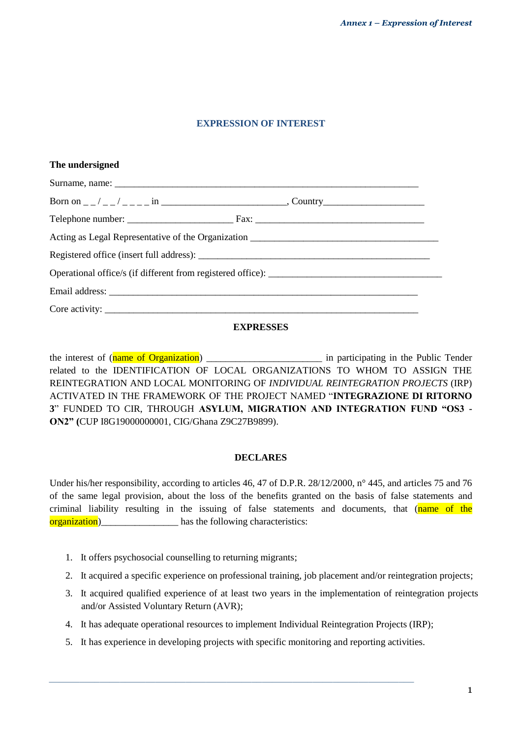# EXPRESSION OF INTEREST

**The undersigned**

Surname, name: ________________________________________________________________

Born on _ _ / _ _ / _ _ _ _ in _________________________, Country____________________

Telephone number: _____________________ Fax: __________________________________

Acting as Legal Representative of the Organization ______________________________________

Registered office (insert full address): _______________________________________________

Operational office/s (if different from registered office): __________________________________

Email address: ________________________________________________________________

Core activity: ________________________________________________________________

**EXPRESSES**

the interest of (name of Organization) ______________________ in participating in the Public Tender related to the IDENTIFICATION OF LOCAL ORGANIZATIONS TO WHOM TO ASSIGN THE REINTEGRATION AND LOCAL MONITORING OF *INDIVIDUAL REINTEGRATION PROJECTS* (IRP) ACTIVATED IN THE FRAMEWORK OF THE PROJECT NAMED "**INTEGRAZIONE DI RITORNO 3**" FUNDED TO CIR, THROUGH **ASYLUM, MIGRATION AND INTEGRATION FUND "OS3 - ON2" (**CUP I8G19000000001, CIG/Ghana Z9C27B9899).

**DECLARES**

Under his/her responsibility, according to articles 46, 47 of D.P.R. 28/12/2000, n° 445, and articles 75 and 76 of the same legal provision, about the loss of the benefits granted on the basis of false statements and criminal liability resulting in the issuing of false statements and documents, that (name of the organization)________________ has the following characteristics:

1. It offers psychosocial counselling to returning migrants;
2. It acquired a specific experience on professional training, job placement and/or reintegration projects;
3. It acquired qualified experience of at least two years in the implementation of reintegration projects and/or Assisted Voluntary Return (AVR);
4. It has adequate operational resources to implement Individual Reintegration Projects (IRP);
5. It has experience in developing projects with specific monitoring and reporting activities.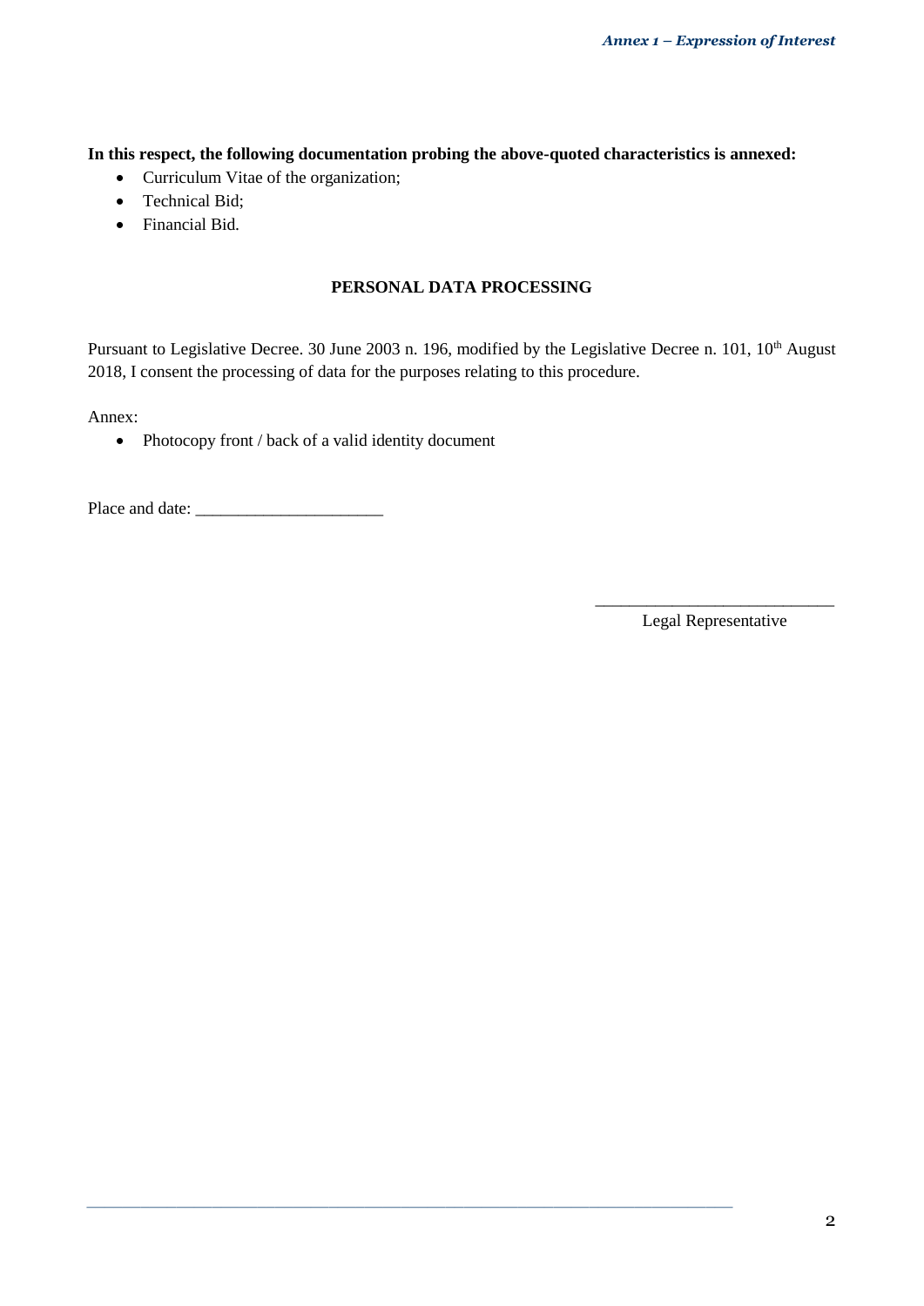**In this respect, the following documentation probing the above-quoted characteristics is annexed:**

- Curriculum Vitae of the organization;
- Technical Bid;
- Financial Bid.

**PERSONAL DATA PROCESSING**

Pursuant to Legislative Decree. 30 June 2003 n. 196, modified by the Legislative Decree n. 101, 10th August 2018, I consent the processing of data for the purposes relating to this procedure.

Annex:

- Photocopy front / back of a valid identity document

Place and date: ______________________

____________________________
Legal Representative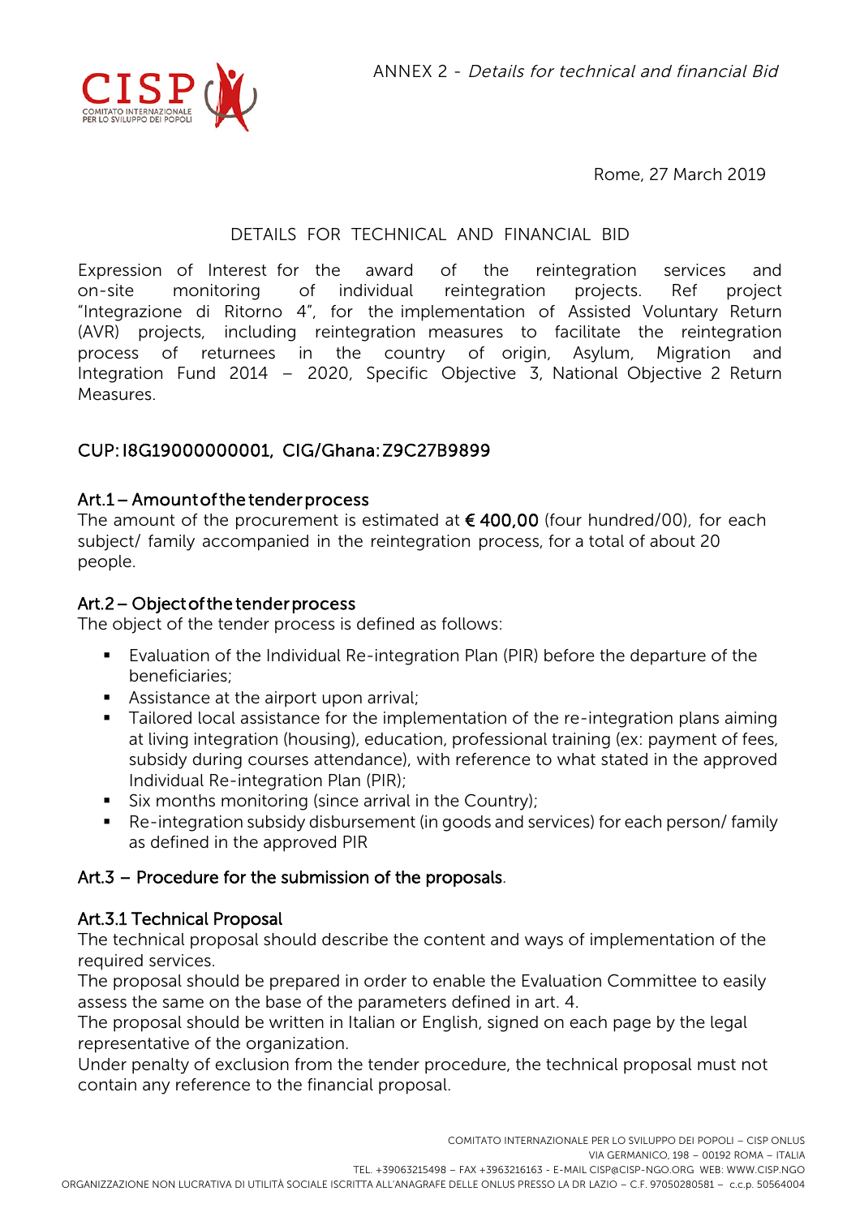ANNEX 2 - *Details for technical and financial Bid*

Rome, 27 March 2019

DETAILS FOR TECHNICAL AND FINANCIAL BID

Expression of Interest for the award of the reintegration services and on-site monitoring of individual reintegration projects. Ref project "Integrazione di Ritorno 4", for the implementation of Assisted Voluntary Return (AVR) projects, including reintegration measures to facilitate the reintegration process of returnees in the country of origin, Asylum, Migration and Integration Fund 2014 – 2020, Specific Objective 3, National Objective 2 Return Measures.

## CUP: I8G19000000001, CIG/Ghana: Z9C27B9899

### Art.1 – Amount of the tender process

The amount of the procurement is estimated at **€ 400,00** (four hundred/00), for each subject/ family accompanied in the reintegration process, for a total of about 20 people.

### Art.2 – Object of the tender process

The object of the tender process is defined as follows:

- Evaluation of the Individual Re-integration Plan (PIR) before the departure of the beneficiaries;
- Assistance at the airport upon arrival;
- Tailored local assistance for the implementation of the re-integration plans aiming at living integration (housing), education, professional training (ex: payment of fees, subsidy during courses attendance), with reference to what stated in the approved Individual Re-integration Plan (PIR);
- Six months monitoring (since arrival in the Country);
- Re-integration subsidy disbursement (in goods and services) for each person/ family as defined in the approved PIR

### Art.3 – Procedure for the submission of the proposals.

#### Art.3.1 Technical Proposal

The technical proposal should describe the content and ways of implementation of the required services.

The proposal should be prepared in order to enable the Evaluation Committee to easily assess the same on the base of the parameters defined in art. 4.

The proposal should be written in Italian or English, signed on each page by the legal representative of the organization.

Under penalty of exclusion from the tender procedure, the technical proposal must not contain any reference to the financial proposal.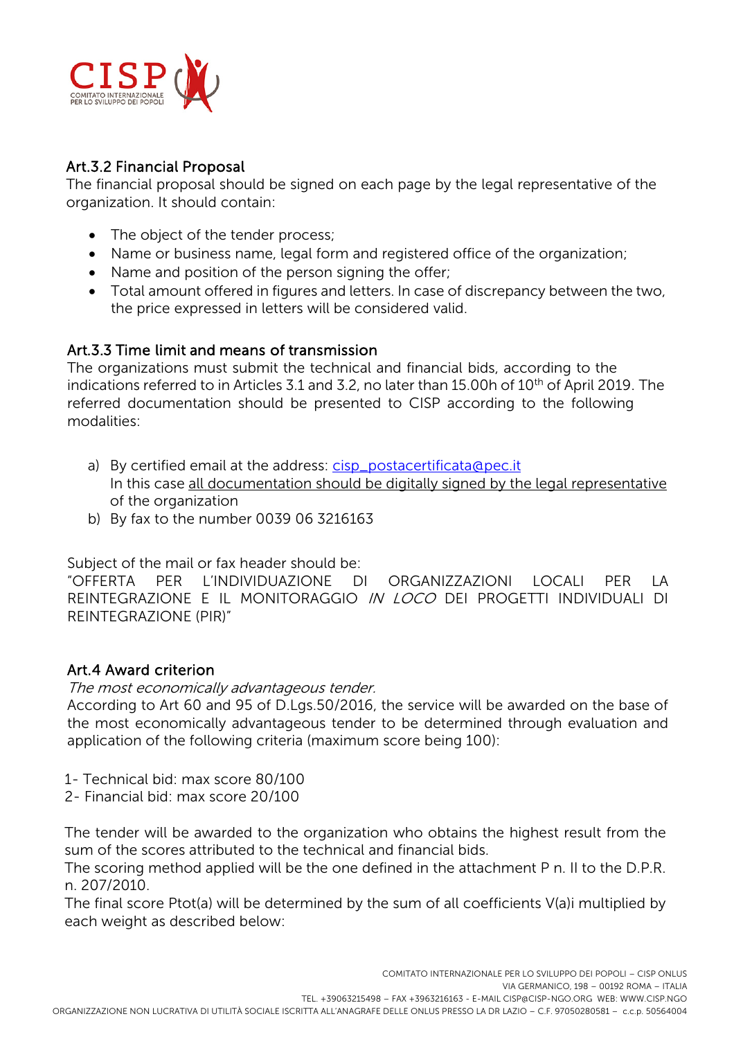### Art.3.2 Financial Proposal

The financial proposal should be signed on each page by the legal representative of the organization. It should contain:

- The object of the tender process;
- Name or business name, legal form and registered office of the organization;
- Name and position of the person signing the offer;
- Total amount offered in figures and letters. In case of discrepancy between the two, the price expressed in letters will be considered valid.

### Art.3.3 Time limit and means of transmission

The organizations must submit the technical and financial bids, according to the indications referred to in Articles 3.1 and 3.2, no later than 15.00h of 10th of April 2019. The referred documentation should be presented to CISP according to the following modalities:

a) By certified email at the address: cisp_postacertificata@pec.it
   In this case all documentation should be digitally signed by the legal representative of the organization
b) By fax to the number 0039 06 3216163

Subject of the mail or fax header should be:
"OFFERTA PER L'INDIVIDUAZIONE DI ORGANIZZAZIONI LOCALI PER LA REINTEGRAZIONE E IL MONITORAGGIO *IN LOCO* DEI PROGETTI INDIVIDUALI DI REINTEGRAZIONE (PIR)"

### Art.4 Award criterion

*The most economically advantageous tender.*

According to Art 60 and 95 of D.Lgs.50/2016, the service will be awarded on the base of the most economically advantageous tender to be determined through evaluation and application of the following criteria (maximum score being 100):

1- Technical bid: max score 80/100
2- Financial bid: max score 20/100

The tender will be awarded to the organization who obtains the highest result from the sum of the scores attributed to the technical and financial bids.

The scoring method applied will be the one defined in the attachment P n. II to the D.P.R. n. 207/2010.

The final score Ptot(a) will be determined by the sum of all coefficients V(a)i multiplied by each weight as described below: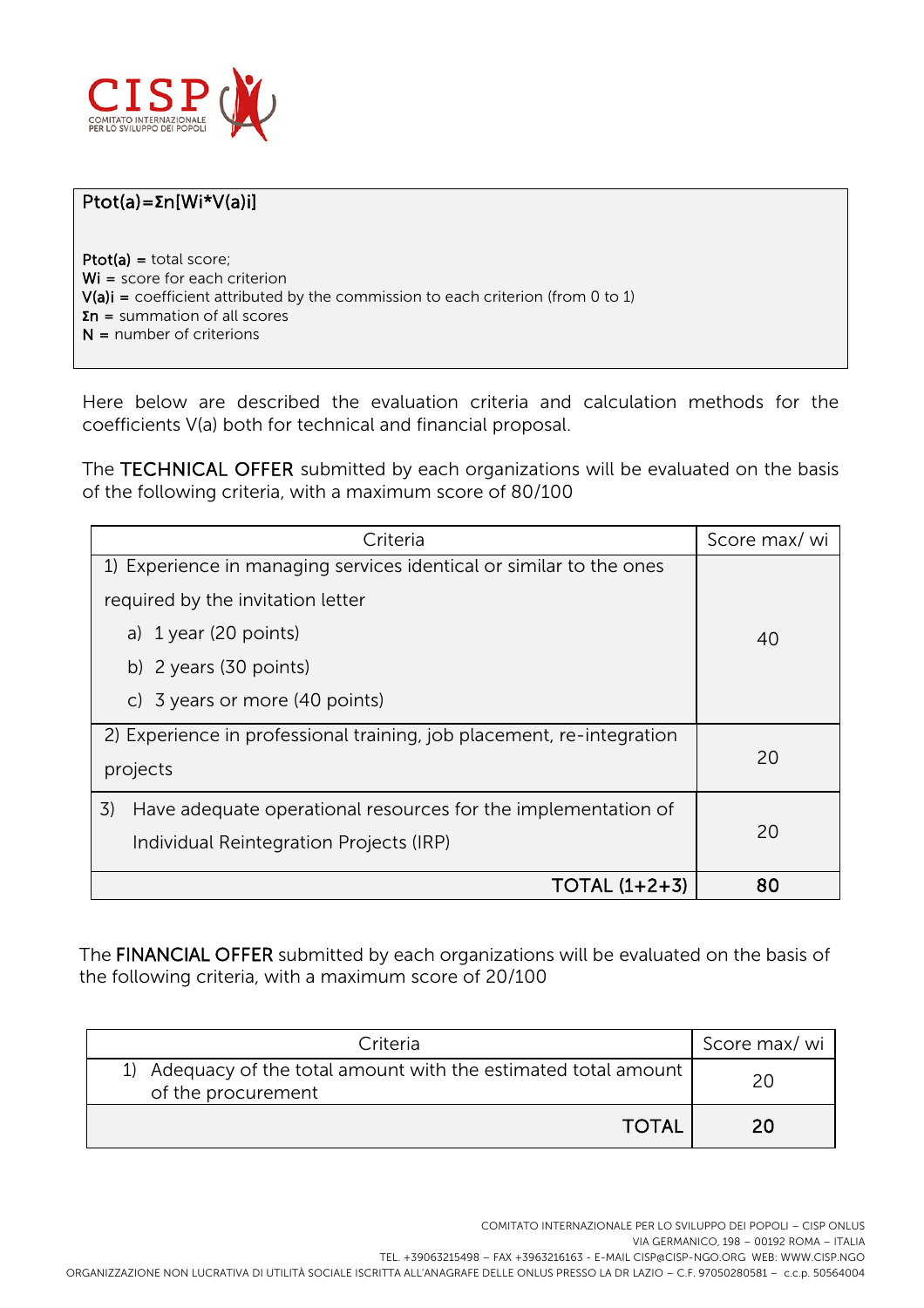$Ptot(a)=\Sigma n[Wi*V(a)i]$

**Ptot(a)** = total score;
**Wi** = score for each criterion
**V(a)i** = coefficient attributed by the commission to each criterion (from 0 to 1)
**Σn** = summation of all scores
**N** = number of criterions

Here below are described the evaluation criteria and calculation methods for the coefficients V(a) both for technical and financial proposal.

The **TECHNICAL OFFER** submitted by each organizations will be evaluated on the basis of the following criteria, with a maximum score of 80/100

| Criteria | Score max/ wi |
|---|---|
| 1) Experience in managing services identical or similar to the ones required by the invitation letter<br>a) 1 year (20 points)<br>b) 2 years (30 points)<br>c) 3 years or more (40 points) | 40 |
| 2) Experience in professional training, job placement, re-integration projects | 20 |
| 3) Have adequate operational resources for the implementation of Individual Reintegration Projects (IRP) | 20 |
| TOTAL (1+2+3) | **80** |

The **FINANCIAL OFFER** submitted by each organizations will be evaluated on the basis of the following criteria, with a maximum score of 20/100

| Criteria | Score max/ wi |
|---|---|
| 1) Adequacy of the total amount with the estimated total amount of the procurement | 20 |
| TOTAL | **20** |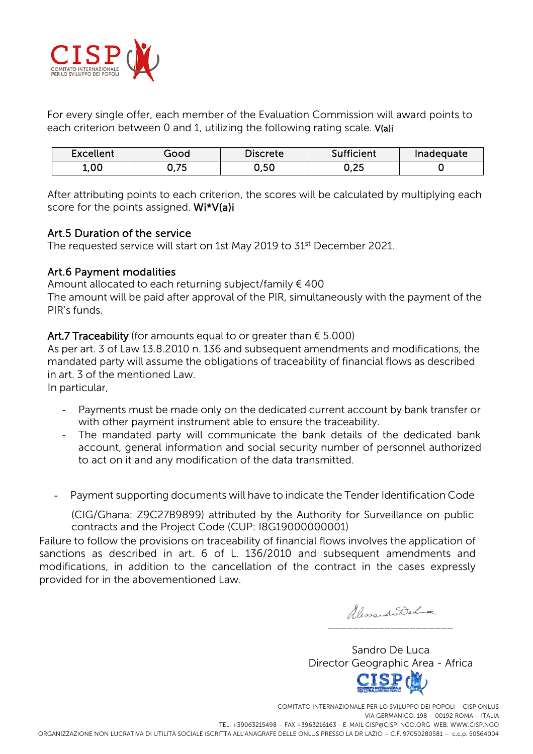For every single offer, each member of the Evaluation Commission will award points to each criterion between 0 and 1, utilizing the following rating scale. V(a)i

| Excellent | Good | Discrete | Sufficient | Inadequate |
|---|---|---|---|---|
| 1,00 | 0,75 | 0,50 | 0,25 | 0 |

After attributing points to each criterion, the scores will be calculated by multiplying each score for the points assigned. **Wi*V(a)i**

**Art.5 Duration of the service**
The requested service will start on 1st May 2019 to 31st December 2021.

**Art.6 Payment modalities**
Amount allocated to each returning subject/family € 400
The amount will be paid after approval of the PIR, simultaneously with the payment of the PIR's funds.

**Art.7 Traceability** (for amounts equal to or greater than € 5.000)
As per art. 3 of Law 13.8.2010 n. 136 and subsequent amendments and modifications, the mandated party will assume the obligations of traceability of financial flows as described in art. 3 of the mentioned Law.
In particular,

- Payments must be made only on the dedicated current account by bank transfer or with other payment instrument able to ensure the traceability.
- The mandated party will communicate the bank details of the dedicated bank account, general information and social security number of personnel authorized to act on it and any modification of the data transmitted.

- Payment supporting documents will have to indicate the Tender Identification Code

  (CIG/Ghana: Z9C27B9899) attributed by the Authority for Surveillance on public contracts and the Project Code (CUP: I8G19000000001)

Failure to follow the provisions on traceability of financial flows involves the application of sanctions as described in art. 6 of L. 136/2010 and subsequent amendments and modifications, in addition to the cancellation of the contract in the cases expressly provided for in the abovementioned Law.

Sandro De Luca
Director Geographic Area - Africa

COMITATO INTERNAZIONALE PER LO SVILUPPO DEI POPOLI – CISP ONLUS
VIA GERMANICO, 198 – 00192 ROMA – ITALIA
TEL. +39063215498 – FAX +3963216163 - E-MAIL CISP@CISP-NGO.ORG WEB: WWW.CISP.NGO
ORGANIZZAZIONE NON LUCRATIVA DI UTILITÀ SOCIALE ISCRITTA ALL'ANAGRAFE DELLE ONLUS PRESSO LA DR LAZIO – C.F. 97050280581 – c.c.p. 50564004